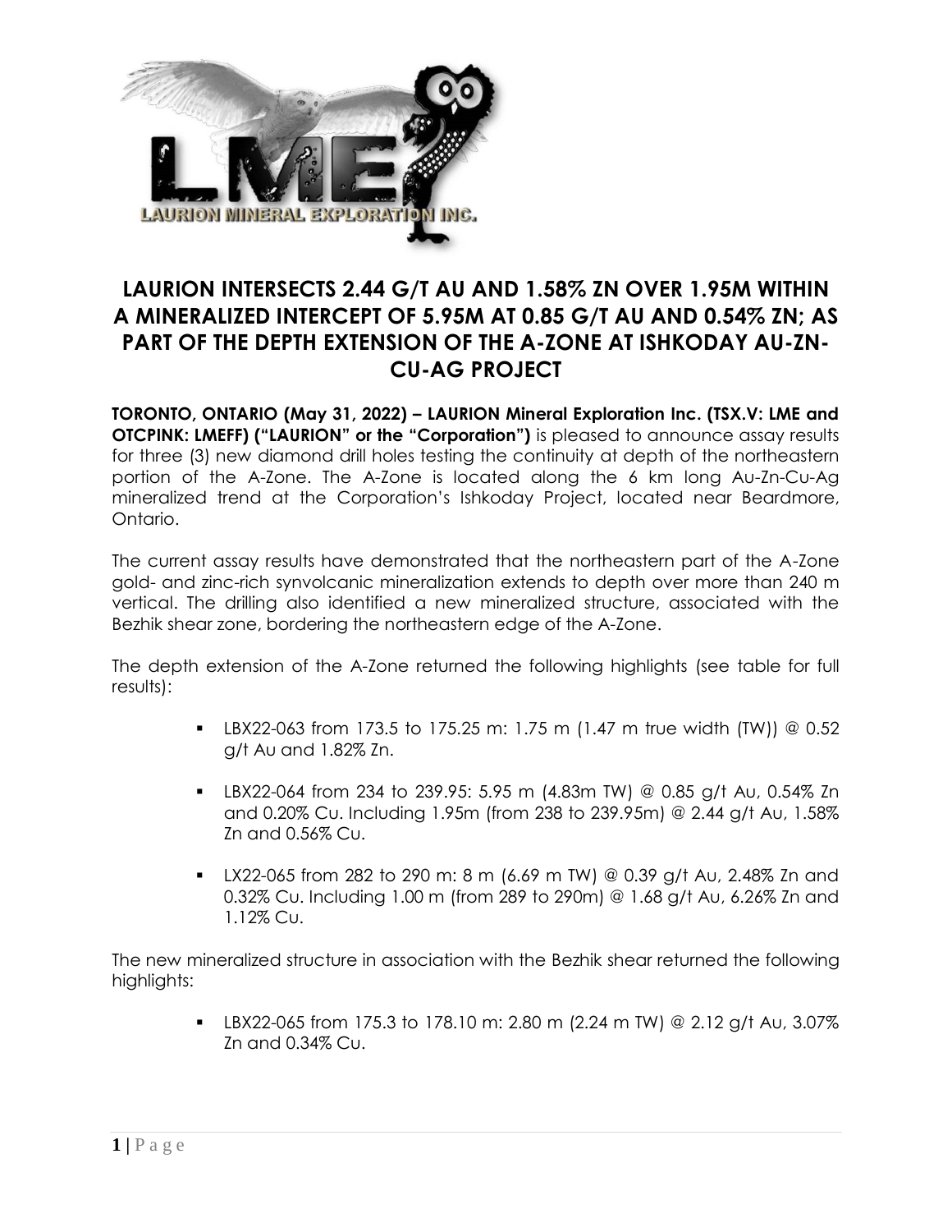# LAURION INTERSECTS 2.44 G/T AU AND 1.58% ZN OVER 1.95M WITHIN A MINERALIZED INTERCEPT OF 5.95M AT 0.85 G/T AU AND 0.54% ZN; AS PART OF THE DEPTH EXTENSION OF THE A-ZONE AT ISHKODAY AU-ZN-CU-AG PROJECT

**TORONTO, ONTARIO (May 31, 2022) – LAURION Mineral Exploration Inc. (TSX.V: LME and OTCPINK: LMEFF) ("LAURION" or the "Corporation")** is pleased to announce assay results for three (3) new diamond drill holes testing the continuity at depth of the northeastern portion of the A-Zone. The A-Zone is located along the 6 km long Au-Zn-Cu-Ag mineralized trend at the Corporation's Ishkoday Project, located near Beardmore, Ontario.

The current assay results have demonstrated that the northeastern part of the A-Zone gold- and zinc-rich synvolcanic mineralization extends to depth over more than 240 m vertical. The drilling also identified a new mineralized structure, associated with the Bezhik shear zone, bordering the northeastern edge of the A-Zone.

The depth extension of the A-Zone returned the following highlights (see table for full results):

- LBX22-063 from 173.5 to 175.25 m: 1.75 m (1.47 m true width (TW)) @ 0.52 g/t Au and 1.82% Zn.
- LBX22-064 from 234 to 239.95: 5.95 m (4.83m TW) @ 0.85 g/t Au, 0.54% Zn and 0.20% Cu. Including 1.95m (from 238 to 239.95m) @ 2.44 g/t Au, 1.58% Zn and 0.56% Cu.
- LX22-065 from 282 to 290 m: 8 m (6.69 m TW) @ 0.39 g/t Au, 2.48% Zn and 0.32% Cu. Including 1.00 m (from 289 to 290m) @ 1.68 g/t Au, 6.26% Zn and 1.12% Cu.

The new mineralized structure in association with the Bezhik shear returned the following highlights:

- LBX22-065 from 175.3 to 178.10 m: 2.80 m (2.24 m TW) @ 2.12 g/t Au, 3.07% Zn and 0.34% Cu.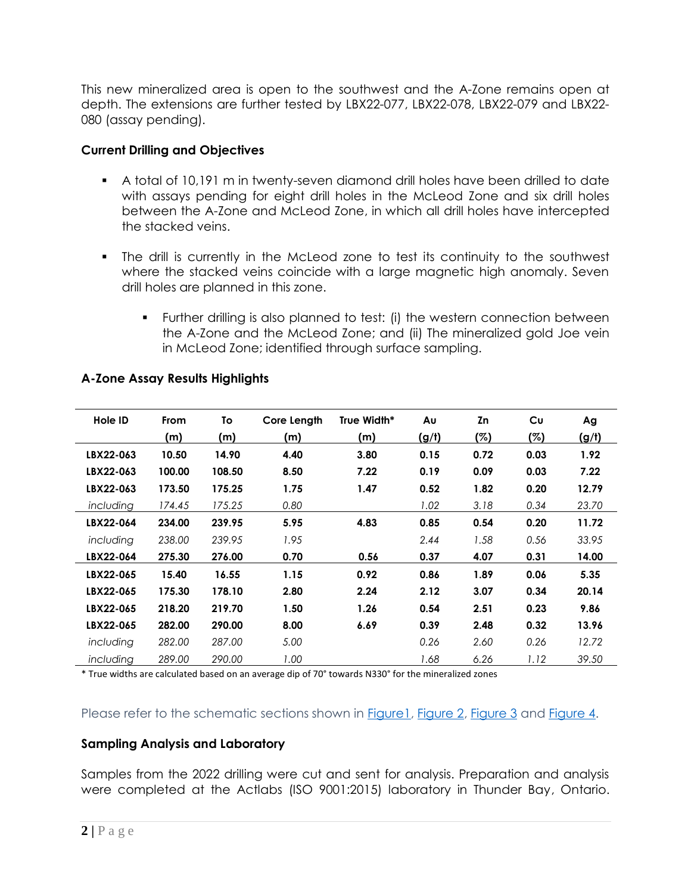This new mineralized area is open to the southwest and the A-Zone remains open at depth. The extensions are further tested by LBX22-077, LBX22-078, LBX22-079 and LBX22-080 (assay pending).

### Current Drilling and Objectives

- A total of 10,191 m in twenty-seven diamond drill holes have been drilled to date with assays pending for eight drill holes in the McLeod Zone and six drill holes between the A-Zone and McLeod Zone, in which all drill holes have intercepted the stacked veins.
- The drill is currently in the McLeod zone to test its continuity to the southwest where the stacked veins coincide with a large magnetic high anomaly. Seven drill holes are planned in this zone.
  - Further drilling is also planned to test: (i) the western connection between the A-Zone and the McLeod Zone; and (ii) The mineralized gold Joe vein in McLeod Zone; identified through surface sampling.

### A-Zone Assay Results Highlights

| Hole ID | From (m) | To (m) | Core Length (m) | True Width* (m) | Au (g/t) | Zn (%) | Cu (%) | Ag (g/t) |
|---|---|---|---|---|---|---|---|---|
| **LBX22-063** | **10.50** | **14.90** | **4.40** | **3.80** | **0.15** | **0.72** | **0.03** | **1.92** |
| **LBX22-063** | **100.00** | **108.50** | **8.50** | **7.22** | **0.19** | **0.09** | **0.03** | **7.22** |
| **LBX22-063** | **173.50** | **175.25** | **1.75** | **1.47** | **0.52** | **1.82** | **0.20** | **12.79** |
| *including* | *174.45* | *175.25* | *0.80* | | *1.02* | *3.18* | *0.34* | *23.70* |
| **LBX22-064** | **234.00** | **239.95** | **5.95** | **4.83** | **0.85** | **0.54** | **0.20** | **11.72** |
| *including* | *238.00* | *239.95* | *1.95* | | *2.44* | *1.58* | *0.56* | *33.95* |
| **LBX22-064** | **275.30** | **276.00** | **0.70** | **0.56** | **0.37** | **4.07** | **0.31** | **14.00** |
| **LBX22-065** | **15.40** | **16.55** | **1.15** | **0.92** | **0.86** | **1.89** | **0.06** | **5.35** |
| **LBX22-065** | **175.30** | **178.10** | **2.80** | **2.24** | **2.12** | **3.07** | **0.34** | **20.14** |
| **LBX22-065** | **218.20** | **219.70** | **1.50** | **1.26** | **0.54** | **2.51** | **0.23** | **9.86** |
| **LBX22-065** | **282.00** | **290.00** | **8.00** | **6.69** | **0.39** | **2.48** | **0.32** | **13.96** |
| *including* | *282.00* | *287.00* | *5.00* | | *0.26* | *2.60* | *0.26* | *12.72* |
| *including* | *289.00* | *290.00* | *1.00* | | *1.68* | *6.26* | *1.12* | *39.50* |

\* True widths are calculated based on an average dip of 70° towards N330° for the mineralized zones

Please refer to the schematic sections shown in Figure1, Figure 2, Figure 3 and Figure 4.

### Sampling Analysis and Laboratory

Samples from the 2022 drilling were cut and sent for analysis. Preparation and analysis were completed at the Actlabs (ISO 9001:2015) laboratory in Thunder Bay, Ontario.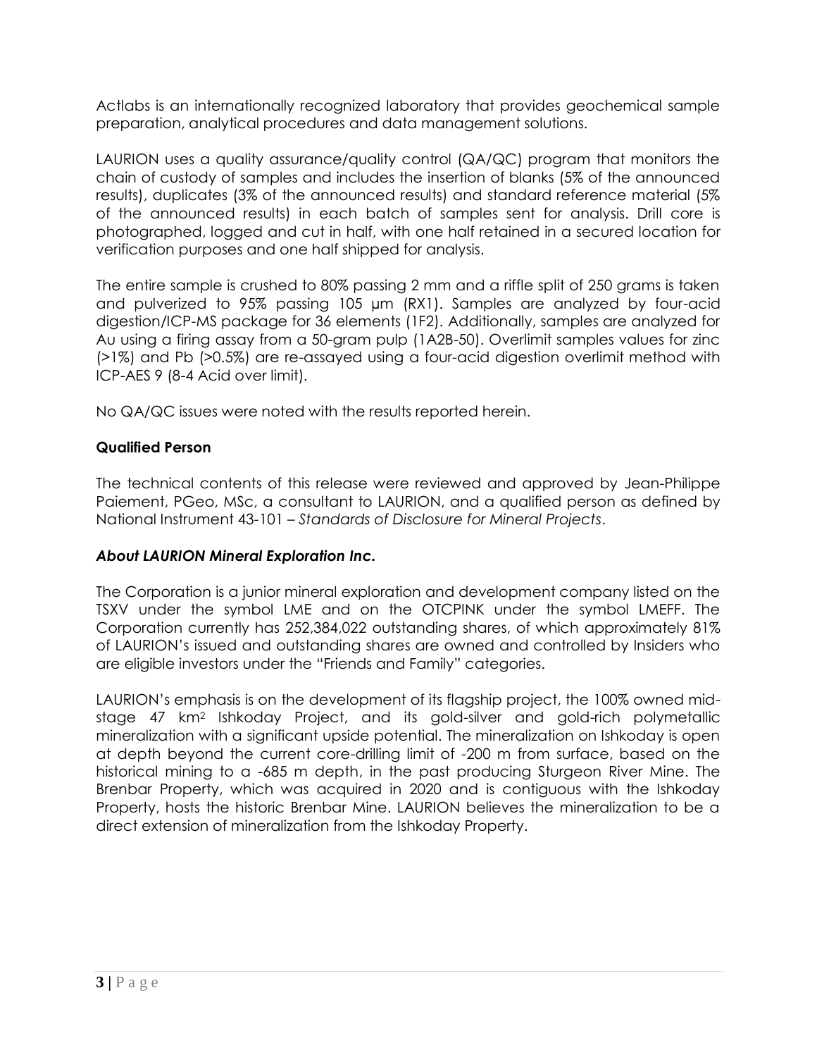Actlabs is an internationally recognized laboratory that provides geochemical sample preparation, analytical procedures and data management solutions.

LAURION uses a quality assurance/quality control (QA/QC) program that monitors the chain of custody of samples and includes the insertion of blanks (5% of the announced results), duplicates (3% of the announced results) and standard reference material (5% of the announced results) in each batch of samples sent for analysis. Drill core is photographed, logged and cut in half, with one half retained in a secured location for verification purposes and one half shipped for analysis.

The entire sample is crushed to 80% passing 2 mm and a riffle split of 250 grams is taken and pulverized to 95% passing 105 µm (RX1). Samples are analyzed by four-acid digestion/ICP-MS package for 36 elements (1F2). Additionally, samples are analyzed for Au using a firing assay from a 50-gram pulp (1A2B-50). Overlimit samples values for zinc (>1%) and Pb (>0.5%) are re-assayed using a four-acid digestion overlimit method with ICP-AES 9 (8-4 Acid over limit).

No QA/QC issues were noted with the results reported herein.

**Qualified Person**

The technical contents of this release were reviewed and approved by Jean-Philippe Paiement, PGeo, MSc, a consultant to LAURION, and a qualified person as defined by National Instrument 43-101 – *Standards of Disclosure for Mineral Projects*.

***About LAURION Mineral Exploration Inc.***

The Corporation is a junior mineral exploration and development company listed on the TSXV under the symbol LME and on the OTCPINK under the symbol LMEFF. The Corporation currently has 252,384,022 outstanding shares, of which approximately 81% of LAURION's issued and outstanding shares are owned and controlled by Insiders who are eligible investors under the "Friends and Family" categories.

LAURION's emphasis is on the development of its flagship project, the 100% owned mid-stage 47 km$^2$ Ishkoday Project, and its gold-silver and gold-rich polymetallic mineralization with a significant upside potential. The mineralization on Ishkoday is open at depth beyond the current core-drilling limit of -200 m from surface, based on the historical mining to a -685 m depth, in the past producing Sturgeon River Mine. The Brenbar Property, which was acquired in 2020 and is contiguous with the Ishkoday Property, hosts the historic Brenbar Mine. LAURION believes the mineralization to be a direct extension of mineralization from the Ishkoday Property.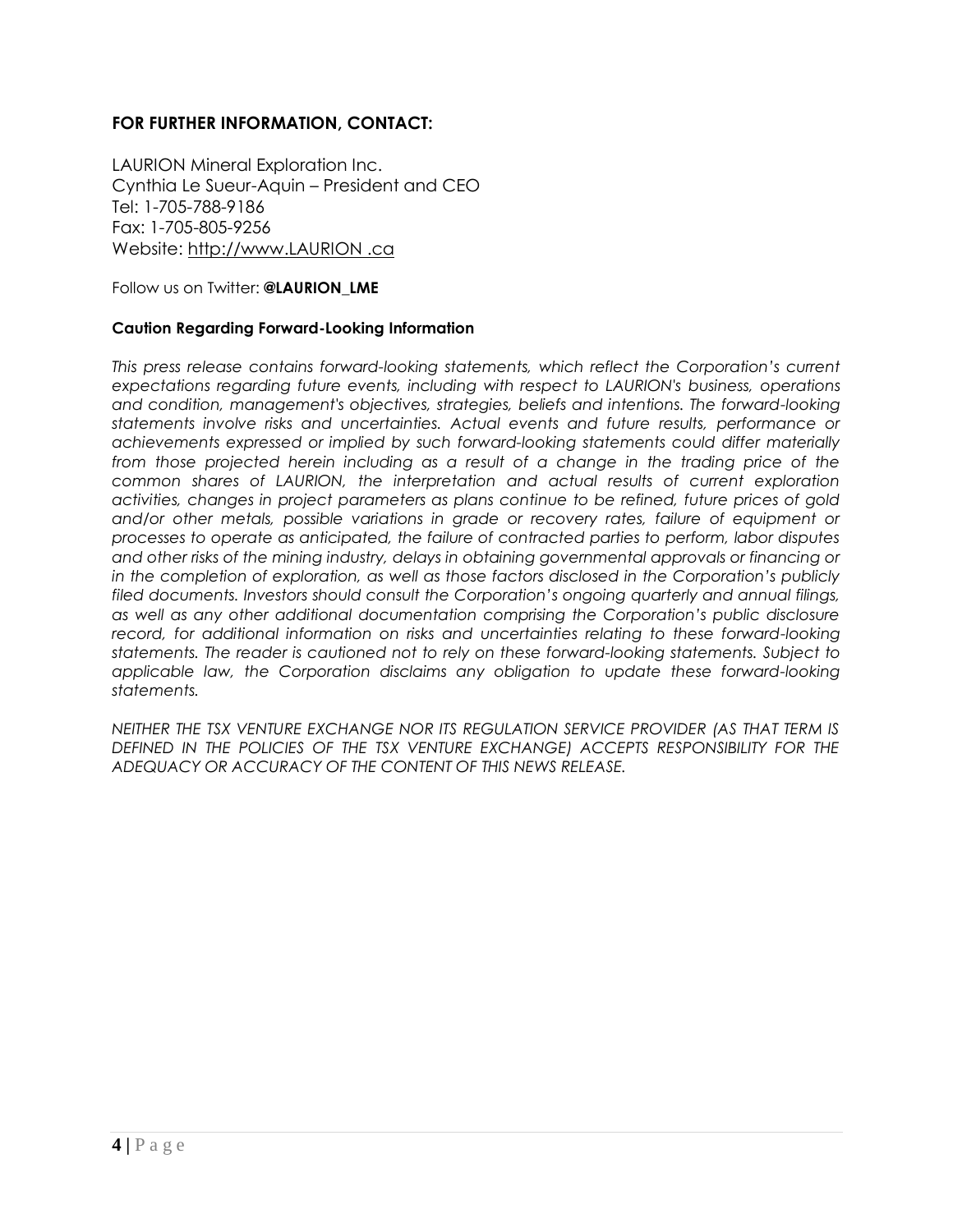## FOR FURTHER INFORMATION, CONTACT:

LAURION Mineral Exploration Inc.
Cynthia Le Sueur-Aquin – President and CEO
Tel: 1-705-788-9186
Fax: 1-705-805-9256
Website: http://www.LAURION .ca

Follow us on Twitter: **@LAURION_LME**

**Caution Regarding Forward-Looking Information**

*This press release contains forward-looking statements, which reflect the Corporation's current expectations regarding future events, including with respect to LAURION's business, operations and condition, management's objectives, strategies, beliefs and intentions. The forward-looking statements involve risks and uncertainties. Actual events and future results, performance or achievements expressed or implied by such forward-looking statements could differ materially from those projected herein including as a result of a change in the trading price of the common shares of LAURION, the interpretation and actual results of current exploration activities, changes in project parameters as plans continue to be refined, future prices of gold and/or other metals, possible variations in grade or recovery rates, failure of equipment or processes to operate as anticipated, the failure of contracted parties to perform, labor disputes and other risks of the mining industry, delays in obtaining governmental approvals or financing or in the completion of exploration, as well as those factors disclosed in the Corporation's publicly filed documents. Investors should consult the Corporation's ongoing quarterly and annual filings, as well as any other additional documentation comprising the Corporation's public disclosure record, for additional information on risks and uncertainties relating to these forward-looking statements. The reader is cautioned not to rely on these forward-looking statements. Subject to applicable law, the Corporation disclaims any obligation to update these forward-looking statements.*

*NEITHER THE TSX VENTURE EXCHANGE NOR ITS REGULATION SERVICE PROVIDER (AS THAT TERM IS DEFINED IN THE POLICIES OF THE TSX VENTURE EXCHANGE) ACCEPTS RESPONSIBILITY FOR THE ADEQUACY OR ACCURACY OF THE CONTENT OF THIS NEWS RELEASE.*